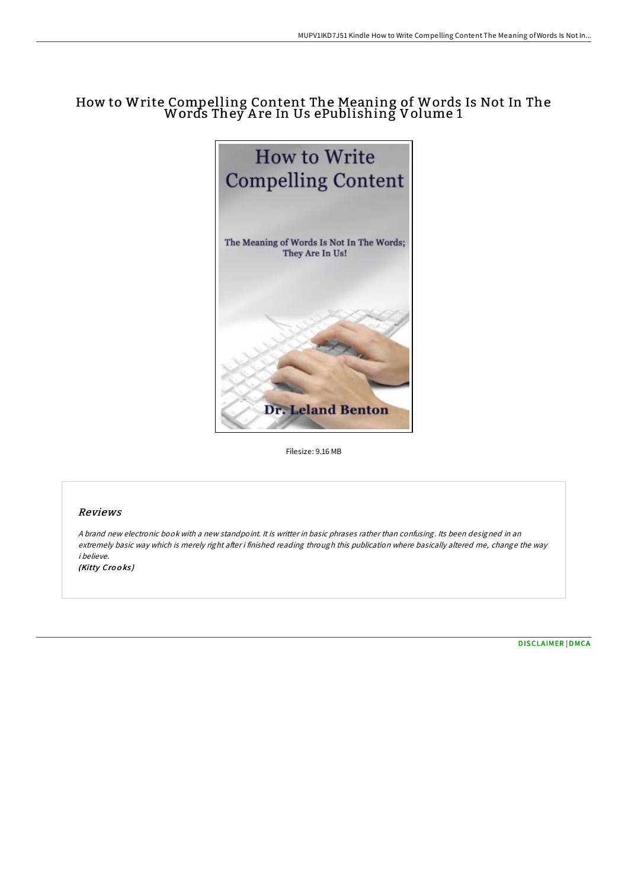# How to Write Compelling Content The Meaning of Words Is Not In The Words They Are In Us ePublishing Volume 1

Filesize: 9.16 MB

## Reviews

*A brand new electronic book with a new standpoint. It is writter in basic phrases rather than confusing. Its been designed in an extremely basic way which is merely right after i finished reading through this publication where basically altered me, change the way i believe.*

*(Kitty Crooks)*

DISCLAIMER | DMCA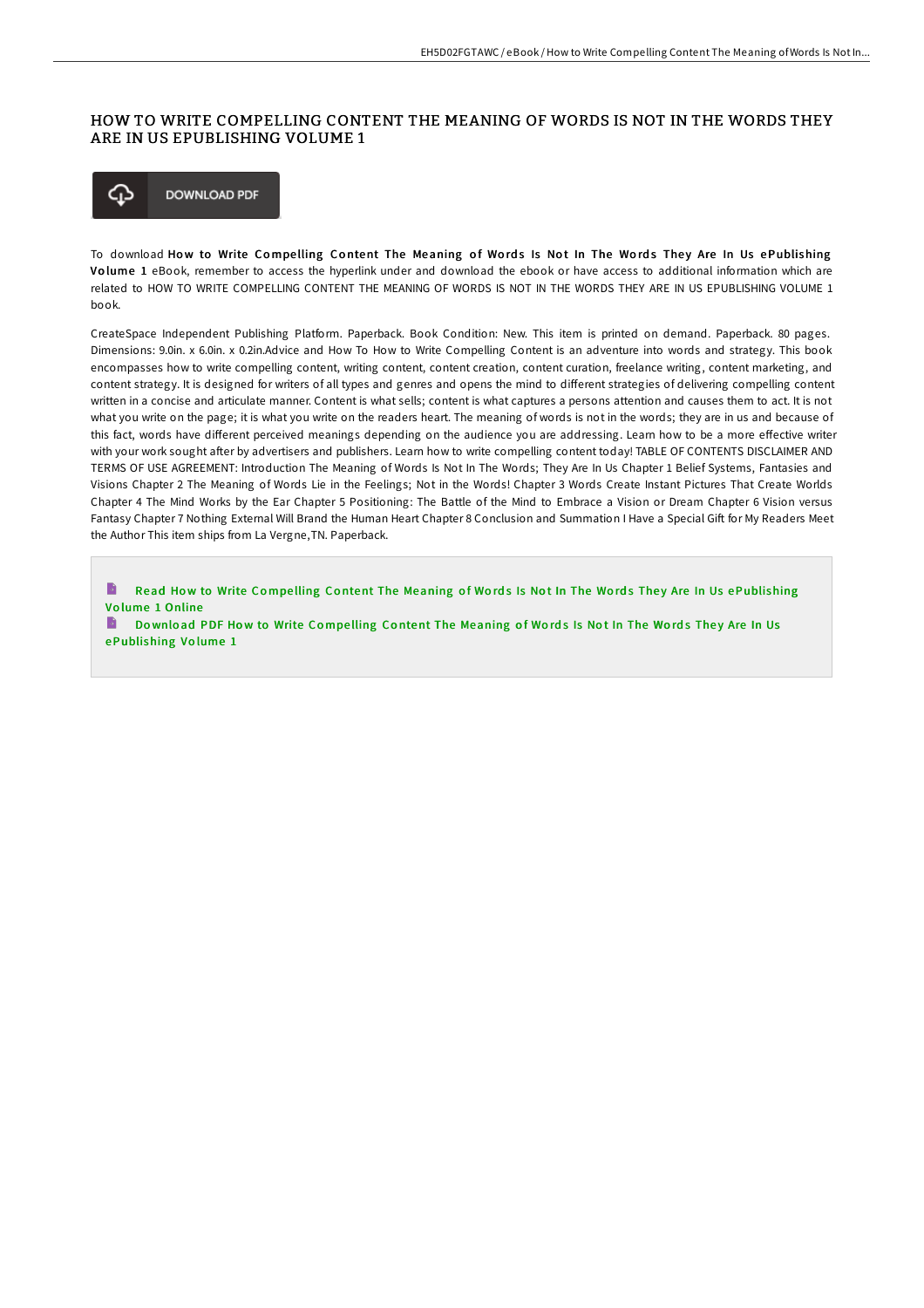# HOW TO WRITE COMPELLING CONTENT THE MEANING OF WORDS IS NOT IN THE WORDS THEY ARE IN US EPUBLISHING VOLUME 1

DOWNLOAD PDF

To download **How to Write Compelling Content The Meaning of Words Is Not In The Words They Are In Us ePublishing Volume 1** eBook, remember to access the hyperlink under and download the ebook or have access to additional information which are related to HOW TO WRITE COMPELLING CONTENT THE MEANING OF WORDS IS NOT IN THE WORDS THEY ARE IN US EPUBLISHING VOLUME 1 book.

CreateSpace Independent Publishing Platform. Paperback. Book Condition: New. This item is printed on demand. Paperback. 80 pages. Dimensions: 9.0in. x 6.0in. x 0.2in.Advice and How To How to Write Compelling Content is an adventure into words and strategy. This book encompasses how to write compelling content, writing content, content creation, content curation, freelance writing, content marketing, and content strategy. It is designed for writers of all types and genres and opens the mind to different strategies of delivering compelling content written in a concise and articulate manner. Content is what sells; content is what captures a persons attention and causes them to act. It is not what you write on the page; it is what you write on the readers heart. The meaning of words is not in the words; they are in us and because of this fact, words have different perceived meanings depending on the audience you are addressing. Learn how to be a more effective writer with your work sought after by advertisers and publishers. Learn how to write compelling content today! TABLE OF CONTENTS DISCLAIMER AND TERMS OF USE AGREEMENT: Introduction The Meaning of Words Is Not In The Words; They Are In Us Chapter 1 Belief Systems, Fantasies and Visions Chapter 2 The Meaning of Words Lie in the Feelings; Not in the Words! Chapter 3 Words Create Instant Pictures That Create Worlds Chapter 4 The Mind Works by the Ear Chapter 5 Positioning: The Battle of the Mind to Embrace a Vision or Dream Chapter 6 Vision versus Fantasy Chapter 7 Nothing External Will Brand the Human Heart Chapter 8 Conclusion and Summation I Have a Special Gift for My Readers Meet the Author This item ships from La Vergne,TN. Paperback.

Read How to Write Compelling Content The Meaning of Words Is Not In The Words They Are In Us ePublishing Volume 1 Online

Download PDF How to Write Compelling Content The Meaning of Words Is Not In The Words They Are In Us ePublishing Volume 1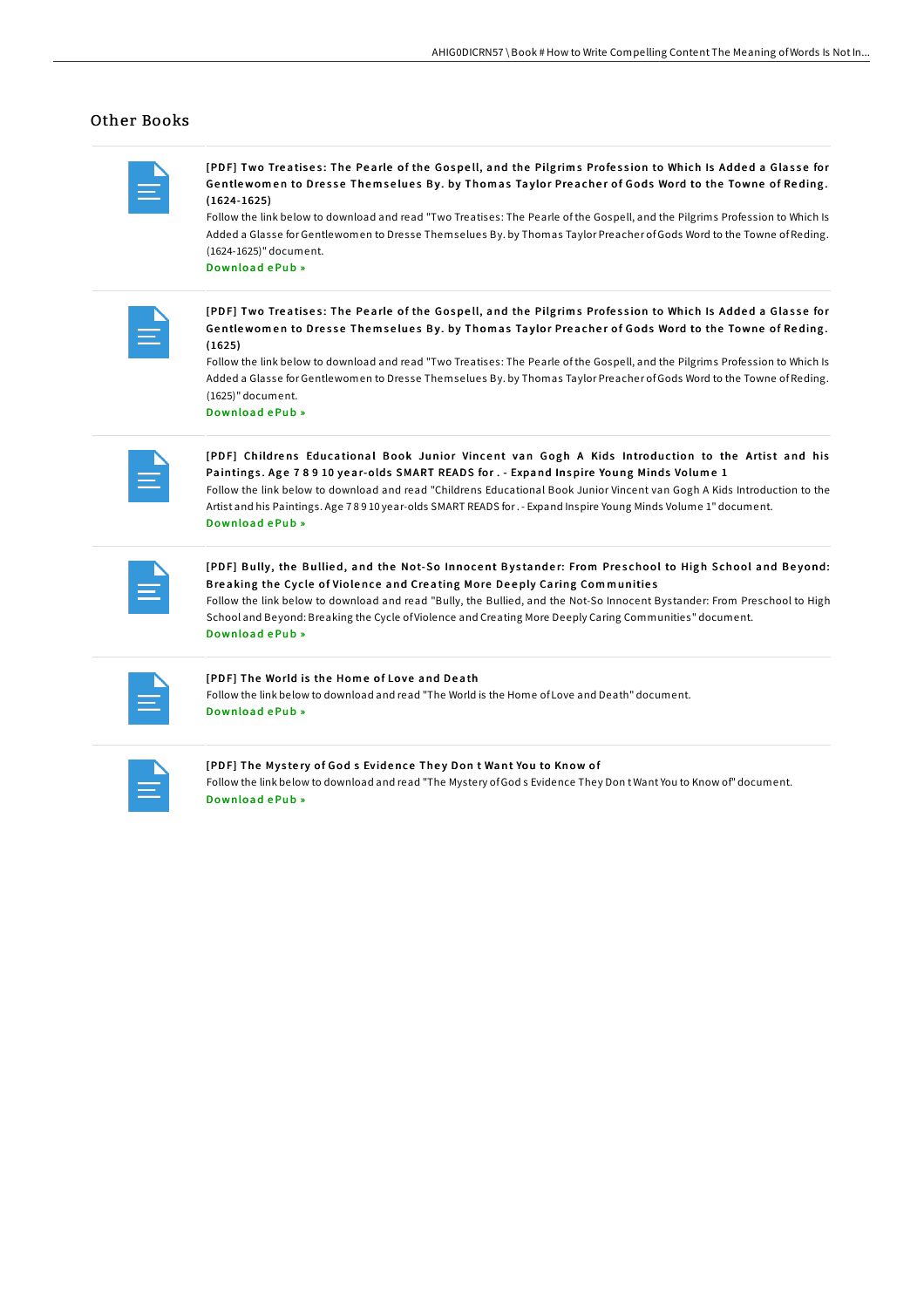## Other Books

**[PDF] Two Treatises: The Pearle of the Gospell, and the Pilgrims Profession to Which Is Added a Glasse for Gentlewomen to Dresse Themselues By. by Thomas Taylor Preacher of Gods Word to the Towne of Reding. (1624-1625)**

Follow the link below to download and read "Two Treatises: The Pearle of the Gospell, and the Pilgrims Profession to Which Is Added a Glasse for Gentlewomen to Dresse Themselues By. by Thomas Taylor Preacher of Gods Word to the Towne of Reding. (1624-1625)" document.

Download ePub »

**[PDF] Two Treatises: The Pearle of the Gospell, and the Pilgrims Profession to Which Is Added a Glasse for Gentlewomen to Dresse Themselues By. by Thomas Taylor Preacher of Gods Word to the Towne of Reding. (1625)**

Follow the link below to download and read "Two Treatises: The Pearle of the Gospell, and the Pilgrims Profession to Which Is Added a Glasse for Gentlewomen to Dresse Themselues By. by Thomas Taylor Preacher of Gods Word to the Towne of Reding. (1625)" document.

Download ePub »

**[PDF] Childrens Educational Book Junior Vincent van Gogh A Kids Introduction to the Artist and his Paintings. Age 7 8 9 10 year-olds SMART READS for . - Expand Inspire Young Minds Volume 1**

Follow the link below to download and read "Childrens Educational Book Junior Vincent van Gogh A Kids Introduction to the Artist and his Paintings. Age 7 8 9 10 year-olds SMART READS for . - Expand Inspire Young Minds Volume 1" document.

Download ePub »

**[PDF] Bully, the Bullied, and the Not-So Innocent Bystander: From Preschool to High School and Beyond: Breaking the Cycle of Violence and Creating More Deeply Caring Communities**

Follow the link below to download and read "Bully, the Bullied, and the Not-So Innocent Bystander: From Preschool to High School and Beyond: Breaking the Cycle of Violence and Creating More Deeply Caring Communities" document.

Download ePub »

**[PDF] The World is the Home of Love and Death**

Follow the link below to download and read "The World is the Home of Love and Death" document.

Download ePub »

**[PDF] The Mystery of God s Evidence They Don t Want You to Know of**

Follow the link below to download and read "The Mystery of God s Evidence They Don t Want You to Know of" document.

Download ePub »